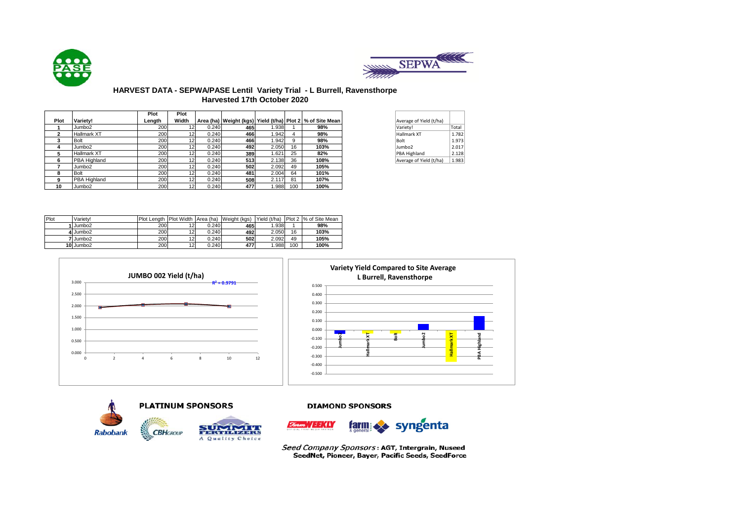# HARVEST DATA - SEPWA/PASE Lentil Variety Trial - L Burrell, Ravensthorpe

## Harvested 17th October 2020

| Plot | Variety! | Plot Length | Plot Width | Area (ha) | Weight (kgs) | Yield (t/ha) | Plot 2 | % of Site Mean |
|---|---|---|---|---|---|---|---|---|
| 1 | Jumbo2 | 200 | 12 | 0.240 | 465 | 1.938 | 1 | 98% |
| 2 | Hallmark XT | 200 | 12 | 0.240 | 466 | 1.942 | 4 | 98% |
| 3 | Bolt | 200 | 12 | 0.240 | 466 | 1.942 | 9 | 98% |
| 4 | Jumbo2 | 200 | 12 | 0.240 | 492 | 2.050 | 16 | 103% |
| 5 | Hallmark XT | 200 | 12 | 0.240 | 389 | 1.621 | 25 | 82% |
| 6 | PBA Highland | 200 | 12 | 0.240 | 513 | 2.138 | 36 | 108% |
| 7 | Jumbo2 | 200 | 12 | 0.240 | 502 | 2.092 | 49 | 105% |
| 8 | Bolt | 200 | 12 | 0.240 | 481 | 2.004 | 64 | 101% |
| 9 | PBA Highland | 200 | 12 | 0.240 | 508 | 2.117 | 81 | 107% |
| 10 | Jumbo2 | 200 | 12 | 0.240 | 477 | 1.988 | 100 | 100% |

| Average of Yield (t/ha) | |
|---|---|
| Variety! | Total |
| Hallmark XT | 1.782 |
| Bolt | 1.973 |
| Jumbo2 | 2.017 |
| PBA Highland | 2.128 |
| Average of Yield (t/ha) | 1.983 |

| Plot | Variety! | Plot Length | Plot Width | Area (ha) | Weight (kgs) | Yield (t/ha) | Plot 2 | % of Site Mean |
|---|---|---|---|---|---|---|---|---|
| 1 | Jumbo2 | 200 | 12 | 0.240 | 465 | 1.938 | 1 | 98% |
| 4 | Jumbo2 | 200 | 12 | 0.240 | 492 | 2.050 | 16 | 103% |
| 7 | Jumbo2 | 200 | 12 | 0.240 | 502 | 2.092 | 49 | 105% |
| 10 | Jumbo2 | 200 | 12 | 0.240 | 477 | 1.988 | 100 | 100% |

**JUMBO 002 Yield (t/ha)**

$R^2 = 0.9791$

**Variety Yield Compared to Site Average**
**L Burrell, Ravensthorpe**

**PLATINUM SPONSORS**

Rabobank, CBH Group, Summit Fertilizers – A Quality Choice

**DIAMOND SPONSORS**

Farm Weekly, farm & general, syngenta

*Seed Company Sponsors*: **AGT, Intergrain, Nuseed SeedNet, Pioneer, Bayer, Pacific Seeds, SeedForce**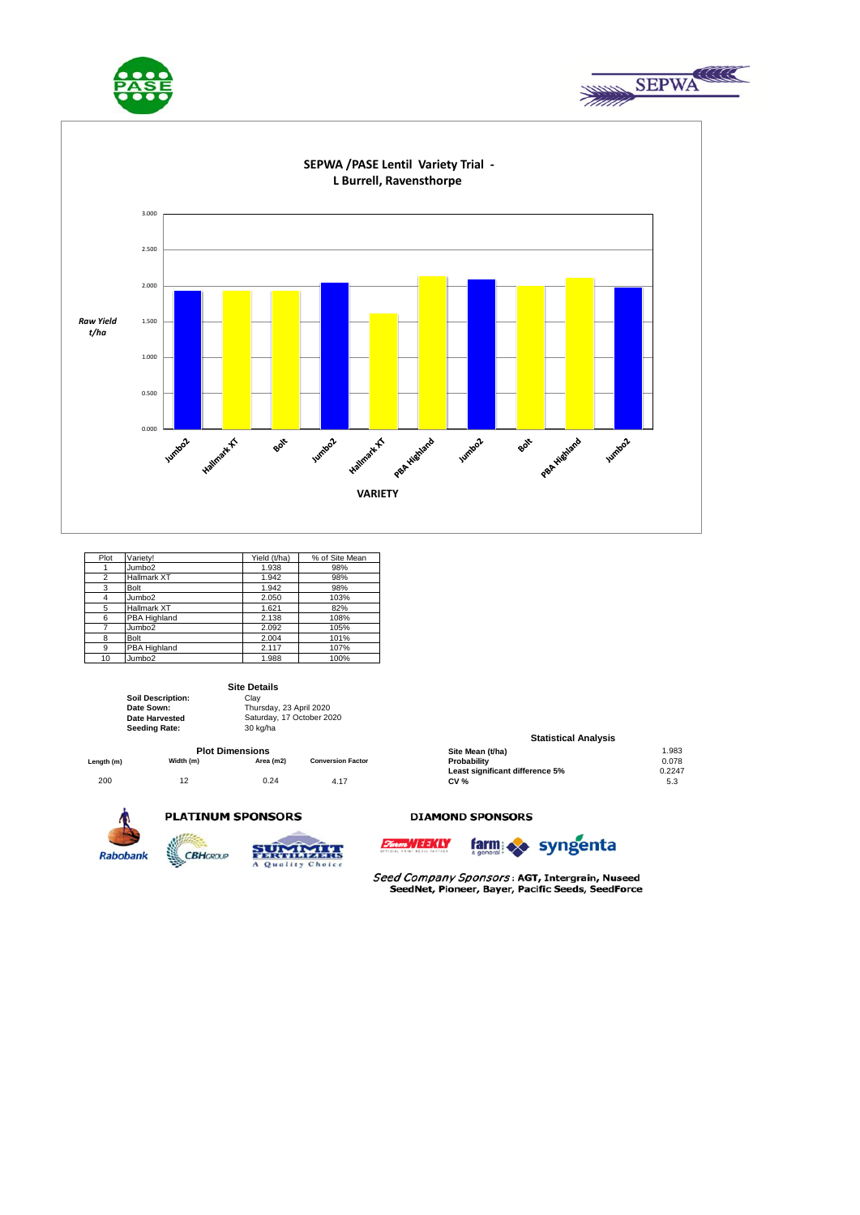## SEPWA /PASE Lentil Variety Trial - L Burrell, Ravensthorpe

| Plot | Variety! | Yield (t/ha) | % of Site Mean |
|---|---|---|---|
| 1 | Jumbo2 | 1.938 | 98% |
| 2 | Hallmark XT | 1.942 | 98% |
| 3 | Bolt | 1.942 | 98% |
| 4 | Jumbo2 | 2.050 | 103% |
| 5 | Hallmark XT | 1.621 | 82% |
| 6 | PBA Highland | 2.138 | 108% |
| 7 | Jumbo2 | 2.092 | 105% |
| 8 | Bolt | 2.004 | 101% |
| 9 | PBA Highland | 2.117 | 107% |
| 10 | Jumbo2 | 1.988 | 100% |

### Site Details

**Soil Description:** Clay
**Date Sown:** Thursday, 23 April 2020
**Date Harvested** Saturday, 17 October 2020
**Seeding Rate:** 30 kg/ha

### Plot Dimensions

| Length (m) | Width (m) | Area (m2) | Conversion Factor |
|---|---|---|---|
| 200 | 12 | 0.24 | 4.17 |

### Statistical Analysis

| | |
|---|---|
| **Site Mean (t/ha)** | 1.983 |
| **Probability** | 0.078 |
| **Least significant difference 5%** | 0.2247 |
| **CV %** | 5.3 |

**PLATINUM SPONSORS**

Rabobank, CBH Group, Summit Fertilizers – A Quality Choice

**DIAMOND SPONSORS**

Farm Weekly, farm & general, syngenta

*Seed Company Sponsors* : **AGT, Intergrain, Nuseed SeedNet, Pioneer, Bayer, Pacific Seeds, SeedForce**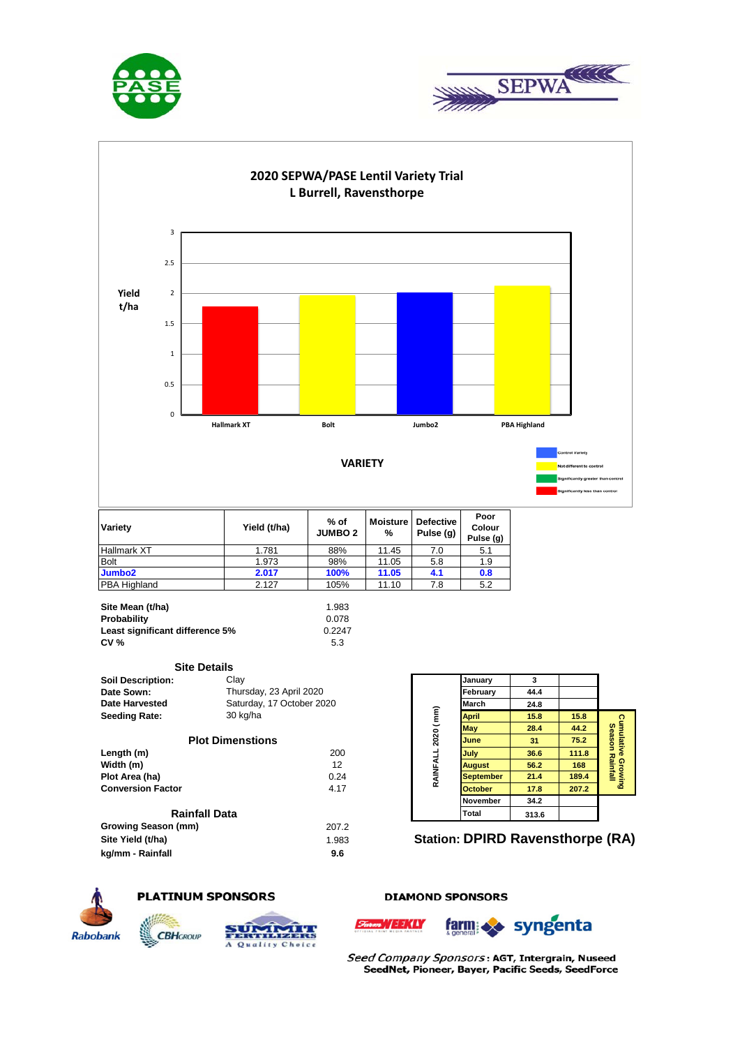# 2020 SEPWA/PASE Lentil Variety Trial

## L Burrell, Ravensthorpe

Yield t/ha

3
2.5
2
1.5
1
0.5
0

Hallmark XT
Bolt
Jumbo2
PBA Highland

VARIETY

Control Variety
Not different to control
Significantly greater than control
Significantly less than control

| Variety | Yield (t/ha) | % of JUMBO 2 | Moisture % | Defective Pulse (g) | Poor Colour Pulse (g) |
|---|---|---|---|---|---|
| Hallmark XT | 1.781 | 88% | 11.45 | 7.0 | 5.1 |
| Bolt | 1.973 | 98% | 11.05 | 5.8 | 1.9 |
| **Jumbo2** | **2.017** | **100%** | **11.05** | **4.1** | **0.8** |
| PBA Highland | 2.127 | 105% | 11.10 | 7.8 | 5.2 |

| | |
|---|---|
| **Site Mean (t/ha)** | 1.983 |
| **Probability** | 0.078 |
| **Least significant difference 5%** | 0.2247 |
| **CV %** | 5.3 |

### Site Details

| | |
|---|---|
| **Soil Description:** | Clay |
| **Date Sown:** | Thursday, 23 April 2020 |
| **Date Harvested** | Saturday, 17 October 2020 |
| **Seeding Rate:** | 30 kg/ha |

### Plot Dimenstions

| | |
|---|---|
| **Length (m)** | 200 |
| **Width (m)** | 12 |
| **Plot Area (ha)** | 0.24 |
| **Conversion Factor** | 4.17 |

### Rainfall Data

| | |
|---|---|
| **Growing Season (mm)** | 207.2 |
| **Site Yield (t/ha)** | 1.983 |
| **kg/mm - Rainfall** | **9.6** |

RAINFALL 2020 (mm)

| Month | Rainfall | Cumulative Growing Season Rainfall |
|---|---|---|
| January | 3 | |
| February | 44.4 | |
| March | 24.8 | |
| April | 15.8 | 15.8 |
| May | 28.4 | 44.2 |
| June | 31 | 75.2 |
| July | 36.6 | 111.8 |
| August | 56.2 | 168 |
| September | 21.4 | 189.4 |
| October | 17.8 | 207.2 |
| November | 34.2 | |
| Total | 313.6 | |

**Station: DPIRD Ravensthorpe (RA)**

**PLATINUM SPONSORS**

**DIAMOND SPONSORS**

*Seed Company Sponsors*: **AGT, Intergrain, Nuseed SeedNet, Pioneer, Bayer, Pacific Seeds, SeedForce**